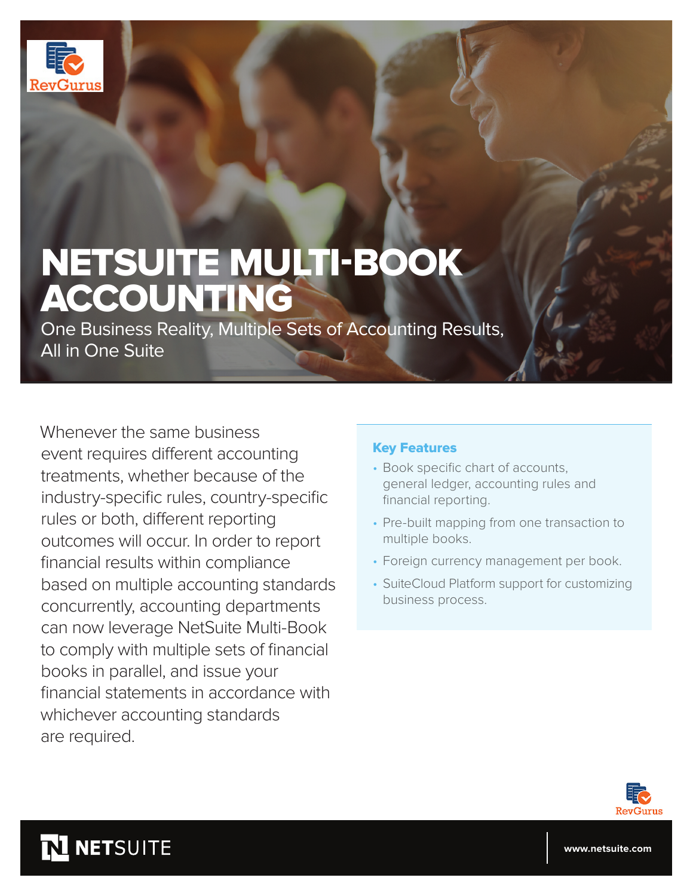# NETSUITE MULTI-BOOK ACCOUNTING

One Business Reality, Multiple Sets of Accounting Results, All in One Suite

Whenever the same business event requires different accounting treatments, whether because of the industry-specific rules, country-specific rules or both, different reporting outcomes will occur. In order to report financial results within compliance based on multiple accounting standards concurrently, accounting departments can now leverage NetSuite Multi-Book to comply with multiple sets of financial books in parallel, and issue your financial statements in accordance with whichever accounting standards are required.

### Key Features

- Book specific chart of accounts, general ledger, accounting rules and financial reporting.
- Pre-built mapping from one transaction to multiple books.
- Foreign currency management per book.
- SuiteCloud Platform support for customizing business process.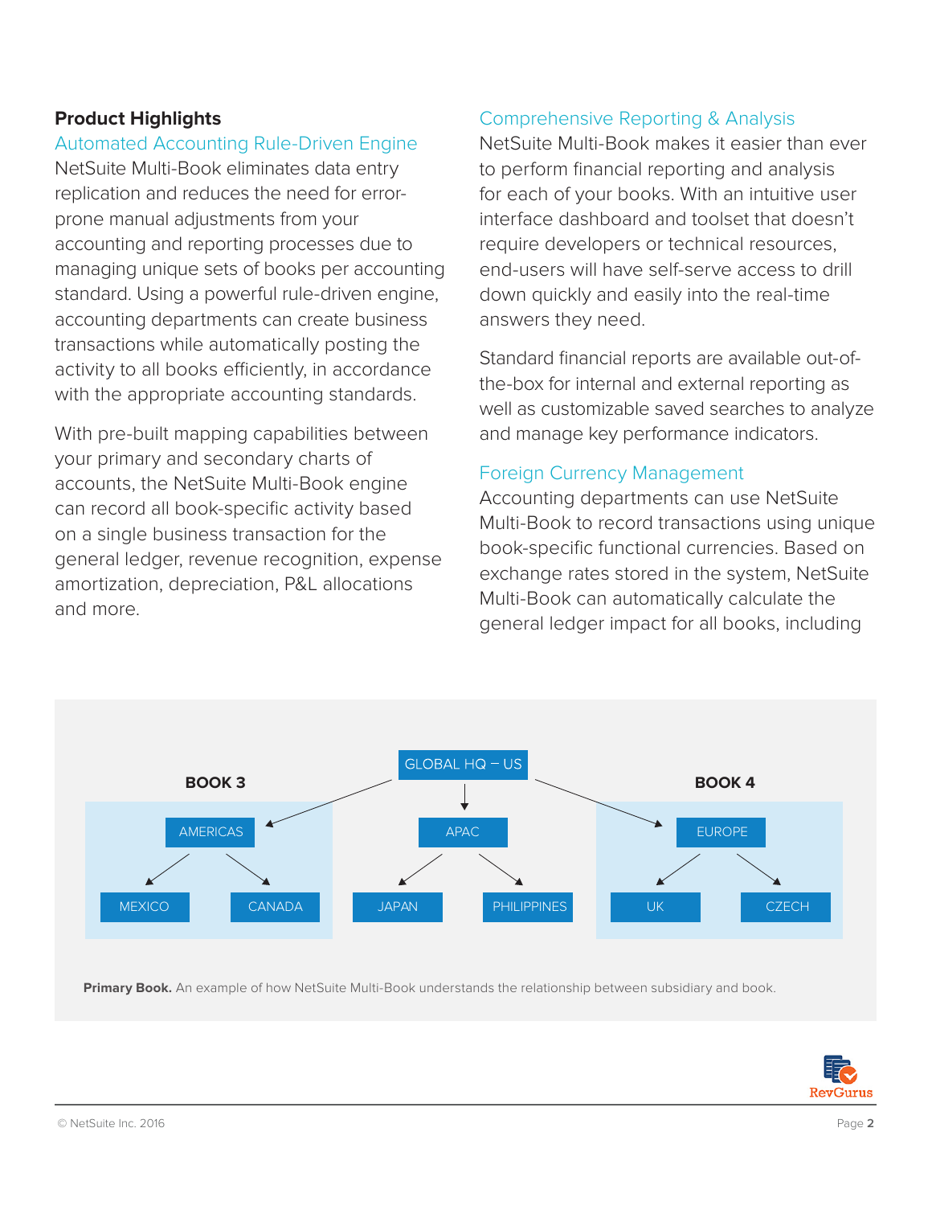## Product Highlights

### Automated Accounting Rule-Driven Engine

NetSuite Multi-Book eliminates data entry replication and reduces the need for error-prone manual adjustments from your accounting and reporting processes due to managing unique sets of books per accounting standard. Using a powerful rule-driven engine, accounting departments can create business transactions while automatically posting the activity to all books efficiently, in accordance with the appropriate accounting standards.

With pre-built mapping capabilities between your primary and secondary charts of accounts, the NetSuite Multi-Book engine can record all book-specific activity based on a single business transaction for the general ledger, revenue recognition, expense amortization, depreciation, P&L allocations and more.

### Comprehensive Reporting & Analysis

NetSuite Multi-Book makes it easier than ever to perform financial reporting and analysis for each of your books. With an intuitive user interface dashboard and toolset that doesn't require developers or technical resources, end-users will have self-serve access to drill down quickly and easily into the real-time answers they need.

Standard financial reports are available out-of-the-box for internal and external reporting as well as customizable saved searches to analyze and manage key performance indicators.

### Foreign Currency Management

Accounting departments can use NetSuite Multi-Book to record transactions using unique book-specific functional currencies. Based on exchange rates stored in the system, NetSuite Multi-Book can automatically calculate the general ledger impact for all books, including

GLOBAL HQ – US

BOOK 3: AMERICAS → MEXICO, CANADA

APAC → JAPAN, PHILIPPINES

BOOK 4: EUROPE → UK, CZECH

**Primary Book.** An example of how NetSuite Multi-Book understands the relationship between subsidiary and book.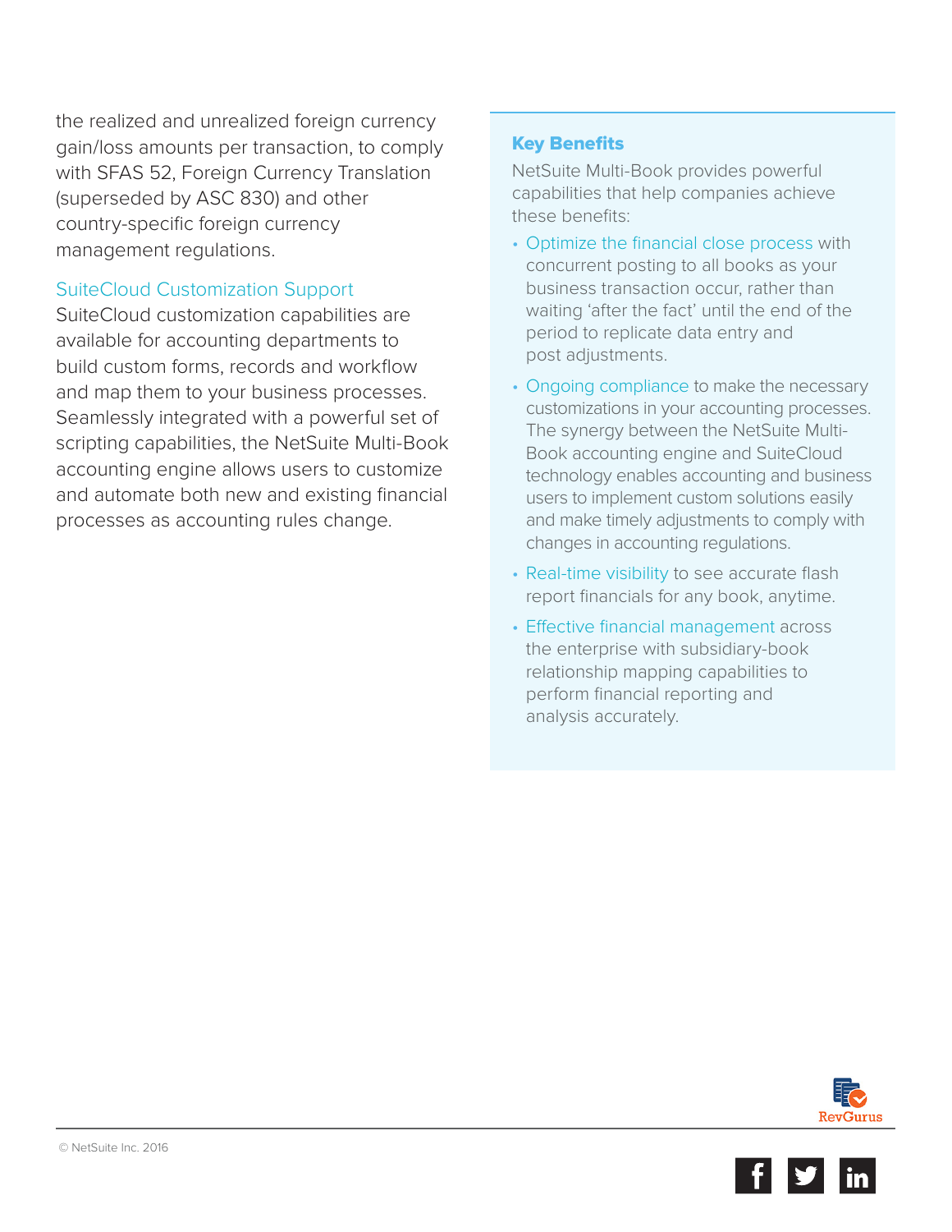the realized and unrealized foreign currency gain/loss amounts per transaction, to comply with SFAS 52, Foreign Currency Translation (superseded by ASC 830) and other country-specific foreign currency management regulations.

### SuiteCloud Customization Support

SuiteCloud customization capabilities are available for accounting departments to build custom forms, records and workflow and map them to your business processes. Seamlessly integrated with a powerful set of scripting capabilities, the NetSuite Multi-Book accounting engine allows users to customize and automate both new and existing financial processes as accounting rules change.

## Key Benefits

NetSuite Multi-Book provides powerful capabilities that help companies achieve these benefits:

- Optimize the financial close process with concurrent posting to all books as your business transaction occur, rather than waiting 'after the fact' until the end of the period to replicate data entry and post adjustments.
- Ongoing compliance to make the necessary customizations in your accounting processes. The synergy between the NetSuite Multi-Book accounting engine and SuiteCloud technology enables accounting and business users to implement custom solutions easily and make timely adjustments to comply with changes in accounting regulations.
- Real-time visibility to see accurate flash report financials for any book, anytime.
- Effective financial management across the enterprise with subsidiary-book relationship mapping capabilities to perform financial reporting and analysis accurately.

RevGurus

© NetSuite Inc. 2016